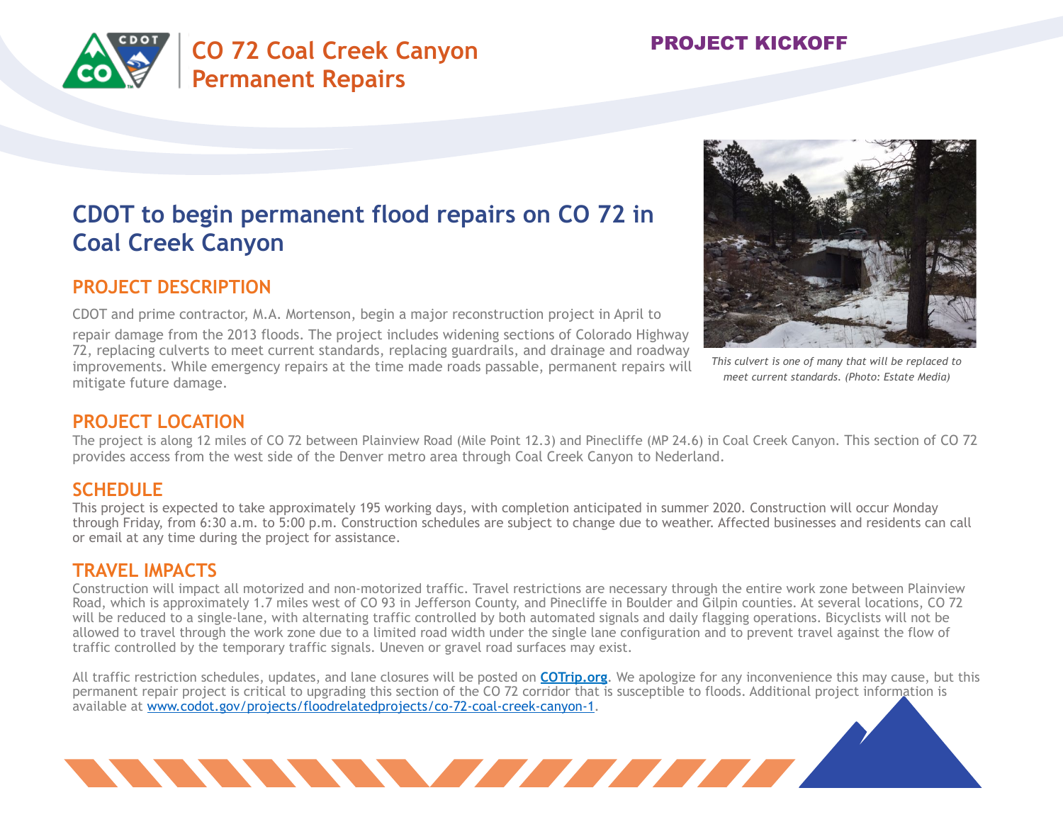# CO 72 Coal Creek Canyon Permanent Repairs

**PROJECT KICKOFF**

## CDOT to begin permanent flood repairs on CO 72 in Coal Creek Canyon

### PROJECT DESCRIPTION

CDOT and prime contractor, M.A. Mortenson, begin a major reconstruction project in April to repair damage from the 2013 floods. The project includes widening sections of Colorado Highway 72, replacing culverts to meet current standards, replacing guardrails, and drainage and roadway improvements. While emergency repairs at the time made roads passable, permanent repairs will mitigate future damage.

*This culvert is one of many that will be replaced to meet current standards. (Photo: Estate Media)*

### PROJECT LOCATION

The project is along 12 miles of CO 72 between Plainview Road (Mile Point 12.3) and Pinecliffe (MP 24.6) in Coal Creek Canyon. This section of CO 72 provides access from the west side of the Denver metro area through Coal Creek Canyon to Nederland.

### SCHEDULE

This project is expected to take approximately 195 working days, with completion anticipated in summer 2020. Construction will occur Monday through Friday, from 6:30 a.m. to 5:00 p.m. Construction schedules are subject to change due to weather. Affected businesses and residents can call or email at any time during the project for assistance.

### TRAVEL IMPACTS

Construction will impact all motorized and non-motorized traffic. Travel restrictions are necessary through the entire work zone between Plainview Road, which is approximately 1.7 miles west of CO 93 in Jefferson County, and Pinecliffe in Boulder and Gilpin counties. At several locations, CO 72 will be reduced to a single-lane, with alternating traffic controlled by both automated signals and daily flagging operations. Bicyclists will not be allowed to travel through the work zone due to a limited road width under the single lane configuration and to prevent travel against the flow of traffic controlled by the temporary traffic signals. Uneven or gravel road surfaces may exist.

All traffic restriction schedules, updates, and lane closures will be posted on **[COTrip.org](COTrip.org)**. We apologize for any inconvenience this may cause, but this permanent repair project is critical to upgrading this section of the CO 72 corridor that is susceptible to floods. Additional project information is available at [www.codot.gov/projects/floodrelatedprojects/co-72-coal-creek-canyon-1](www.codot.gov/projects/floodrelatedprojects/co-72-coal-creek-canyon-1).